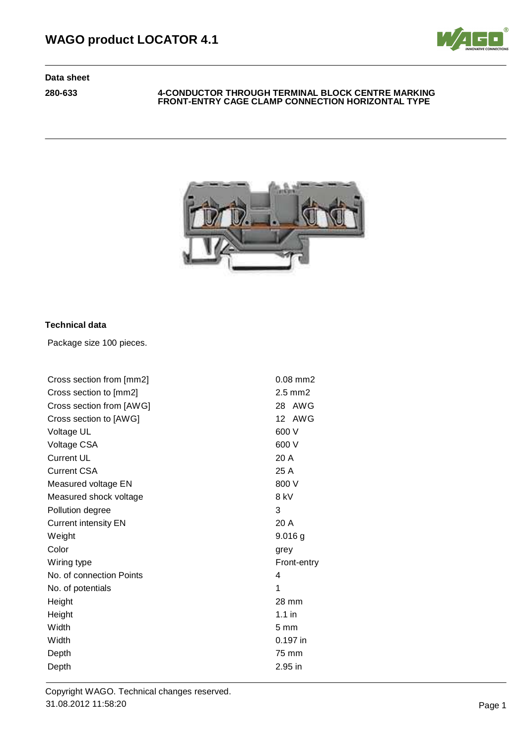# WAGO product LOCATOR 4.1

**Data sheet**

**280-633** **4-CONDUCTOR THROUGH TERMINAL BLOCK CENTRE MARKING FRONT-ENTRY CAGE CLAMP CONNECTION HORIZONTAL TYPE**

## Technical data

Package size 100 pieces.

| | |
|---|---|
| Cross section from [mm2] | 0.08 mm2 |
| Cross section to [mm2] | 2.5 mm2 |
| Cross section from [AWG] | 28 AWG |
| Cross section to [AWG] | 12 AWG |
| Voltage UL | 600 V |
| Voltage CSA | 600 V |
| Current UL | 20 A |
| Current CSA | 25 A |
| Measured voltage EN | 800 V |
| Measured shock voltage | 8 kV |
| Pollution degree | 3 |
| Current intensity EN | 20 A |
| Weight | 9.016 g |
| Color | grey |
| Wiring type | Front-entry |
| No. of connection Points | 4 |
| No. of potentials | 1 |
| Height | 28 mm |
| Height | 1.1 in |
| Width | 5 mm |
| Width | 0.197 in |
| Depth | 75 mm |
| Depth | 2.95 in |

Copyright WAGO. Technical changes reserved.
31.08.2012 11:58:20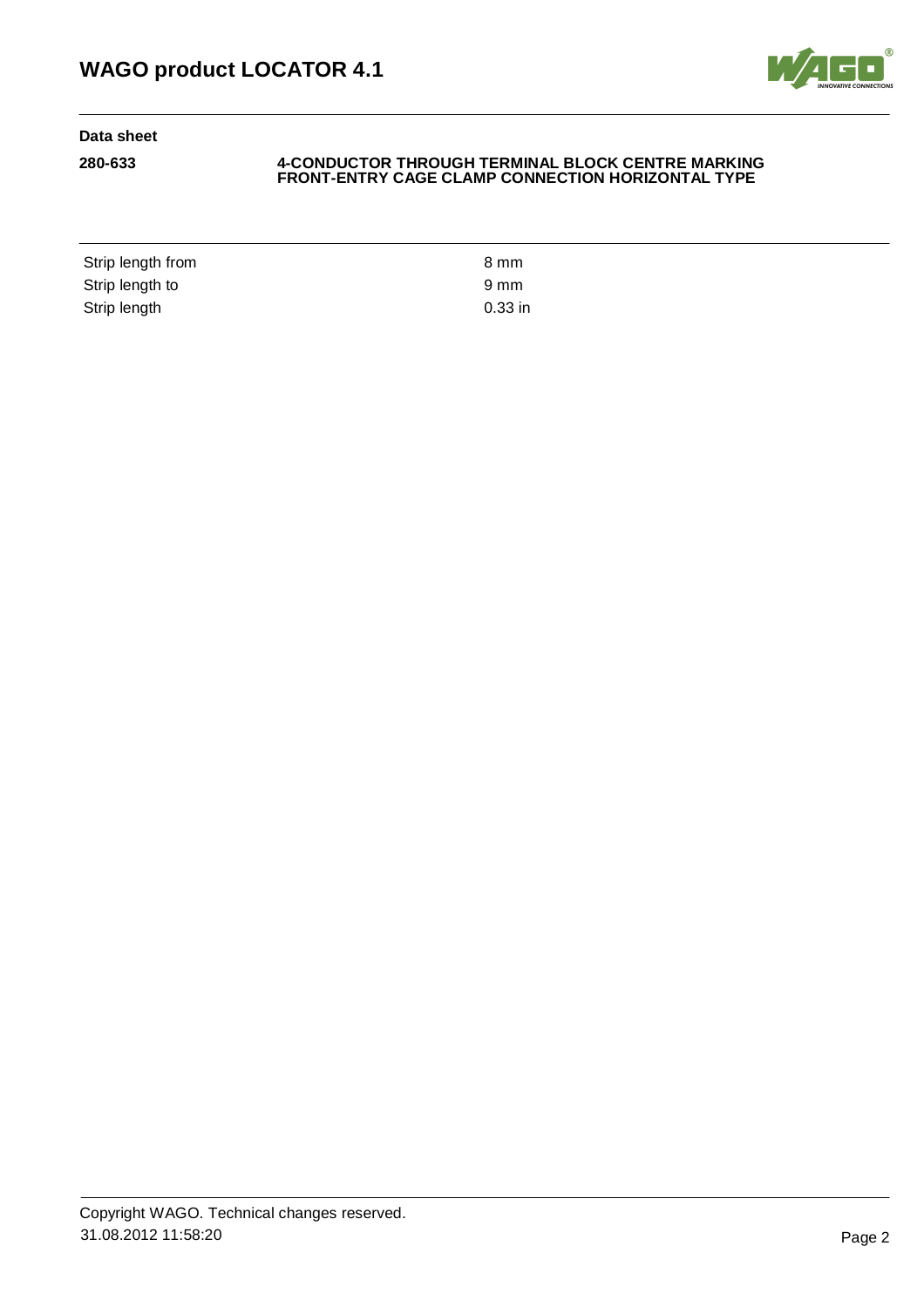**Data sheet**

**280-633** **4-CONDUCTOR THROUGH TERMINAL BLOCK CENTRE MARKING FRONT-ENTRY CAGE CLAMP CONNECTION HORIZONTAL TYPE**

| | |
|---|---|
| Strip length from | 8 mm |
| Strip length to | 9 mm |
| Strip length | 0.33 in |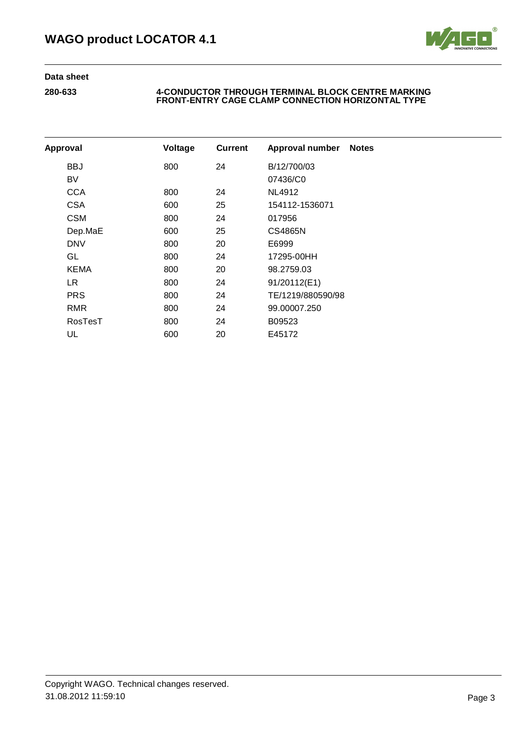**Data sheet**

**280-633** **4-CONDUCTOR THROUGH TERMINAL BLOCK CENTRE MARKING FRONT-ENTRY CAGE CLAMP CONNECTION HORIZONTAL TYPE**

| Approval | Voltage | Current | Approval number | Notes |
|---|---|---|---|---|
| BBJ | 800 | 24 | B/12/700/03 | |
| BV | | | 07436/C0 | |
| CCA | 800 | 24 | NL4912 | |
| CSA | 600 | 25 | 154112-1536071 | |
| CSM | 800 | 24 | 017956 | |
| Dep.MaE | 600 | 25 | CS4865N | |
| DNV | 800 | 20 | E6999 | |
| GL | 800 | 24 | 17295-00HH | |
| KEMA | 800 | 20 | 98.2759.03 | |
| LR | 800 | 24 | 91/20112(E1) | |
| PRS | 800 | 24 | TE/1219/880590/98 | |
| RMR | 800 | 24 | 99.00007.250 | |
| RosTesT | 800 | 24 | B09523 | |
| UL | 600 | 20 | E45172 | |

Copyright WAGO. Technical changes reserved.
31.08.2012 11:59:10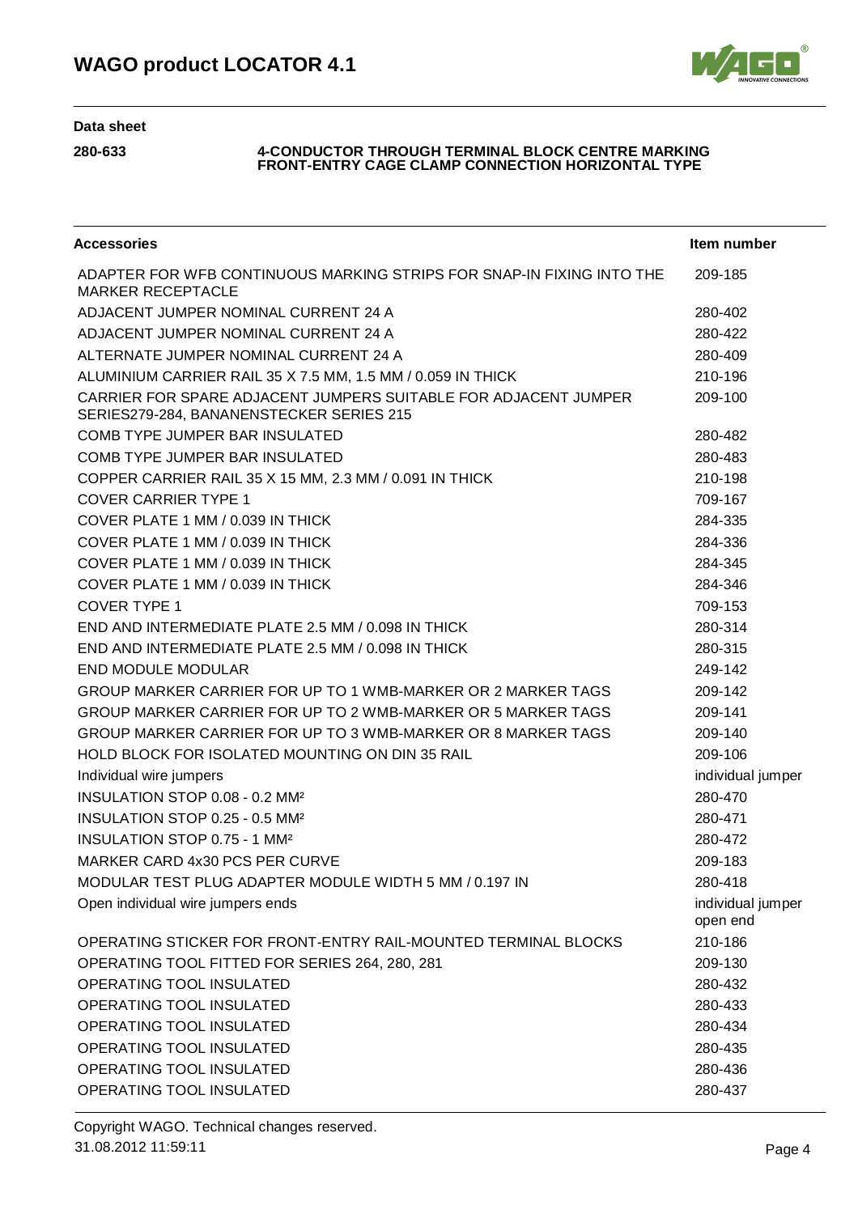**Data sheet**

**280-633** **4-CONDUCTOR THROUGH TERMINAL BLOCK CENTRE MARKING FRONT-ENTRY CAGE CLAMP CONNECTION HORIZONTAL TYPE**

| Accessories | Item number |
|---|---|
| ADAPTER FOR WFB CONTINUOUS MARKING STRIPS FOR SNAP-IN FIXING INTO THE MARKER RECEPTACLE | 209-185 |
| ADJACENT JUMPER NOMINAL CURRENT 24 A | 280-402 |
| ADJACENT JUMPER NOMINAL CURRENT 24 A | 280-422 |
| ALTERNATE JUMPER NOMINAL CURRENT 24 A | 280-409 |
| ALUMINIUM CARRIER RAIL 35 X 7.5 MM, 1.5 MM / 0.059 IN THICK | 210-196 |
| CARRIER FOR SPARE ADJACENT JUMPERS SUITABLE FOR ADJACENT JUMPER SERIES279-284, BANANENSTECKER SERIES 215 | 209-100 |
| COMB TYPE JUMPER BAR INSULATED | 280-482 |
| COMB TYPE JUMPER BAR INSULATED | 280-483 |
| COPPER CARRIER RAIL 35 X 15 MM, 2.3 MM / 0.091 IN THICK | 210-198 |
| COVER CARRIER TYPE 1 | 709-167 |
| COVER PLATE 1 MM / 0.039 IN THICK | 284-335 |
| COVER PLATE 1 MM / 0.039 IN THICK | 284-336 |
| COVER PLATE 1 MM / 0.039 IN THICK | 284-345 |
| COVER PLATE 1 MM / 0.039 IN THICK | 284-346 |
| COVER TYPE 1 | 709-153 |
| END AND INTERMEDIATE PLATE 2.5 MM / 0.098 IN THICK | 280-314 |
| END AND INTERMEDIATE PLATE 2.5 MM / 0.098 IN THICK | 280-315 |
| END MODULE MODULAR | 249-142 |
| GROUP MARKER CARRIER FOR UP TO 1 WMB-MARKER OR 2 MARKER TAGS | 209-142 |
| GROUP MARKER CARRIER FOR UP TO 2 WMB-MARKER OR 5 MARKER TAGS | 209-141 |
| GROUP MARKER CARRIER FOR UP TO 3 WMB-MARKER OR 8 MARKER TAGS | 209-140 |
| HOLD BLOCK FOR ISOLATED MOUNTING ON DIN 35 RAIL | 209-106 |
| Individual wire jumpers | individual jumper |
| INSULATION STOP 0.08 - 0.2 MM² | 280-470 |
| INSULATION STOP 0.25 - 0.5 MM² | 280-471 |
| INSULATION STOP 0.75 - 1 MM² | 280-472 |
| MARKER CARD 4x30 PCS PER CURVE | 209-183 |
| MODULAR TEST PLUG ADAPTER MODULE WIDTH 5 MM / 0.197 IN | 280-418 |
| Open individual wire jumpers ends | individual jumper open end |
| OPERATING STICKER FOR FRONT-ENTRY RAIL-MOUNTED TERMINAL BLOCKS | 210-186 |
| OPERATING TOOL FITTED FOR SERIES 264, 280, 281 | 209-130 |
| OPERATING TOOL INSULATED | 280-432 |
| OPERATING TOOL INSULATED | 280-433 |
| OPERATING TOOL INSULATED | 280-434 |
| OPERATING TOOL INSULATED | 280-435 |
| OPERATING TOOL INSULATED | 280-436 |
| OPERATING TOOL INSULATED | 280-437 |

Copyright WAGO. Technical changes reserved.
31.08.2012 11:59:11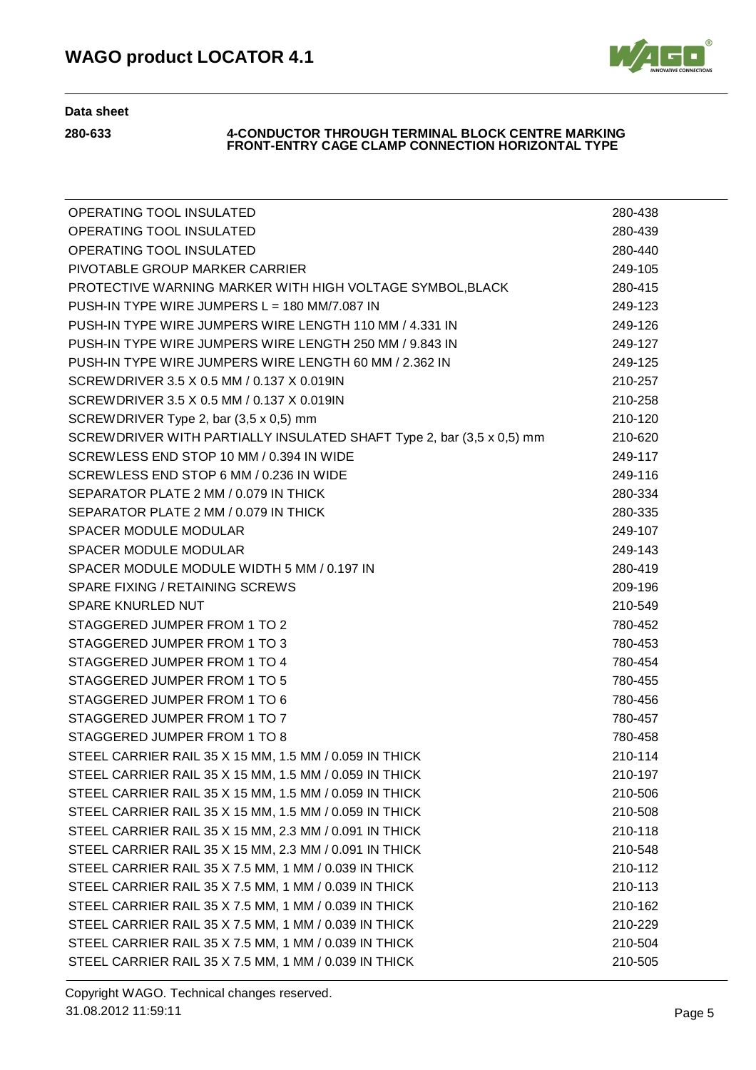**Data sheet**

**280-633** **4-CONDUCTOR THROUGH TERMINAL BLOCK CENTRE MARKING FRONT-ENTRY CAGE CLAMP CONNECTION HORIZONTAL TYPE**

| | |
|---|---|
| OPERATING TOOL INSULATED | 280-438 |
| OPERATING TOOL INSULATED | 280-439 |
| OPERATING TOOL INSULATED | 280-440 |
| PIVOTABLE GROUP MARKER CARRIER | 249-105 |
| PROTECTIVE WARNING MARKER WITH HIGH VOLTAGE SYMBOL,BLACK | 280-415 |
| PUSH-IN TYPE WIRE JUMPERS L = 180 MM/7.087 IN | 249-123 |
| PUSH-IN TYPE WIRE JUMPERS WIRE LENGTH 110 MM / 4.331 IN | 249-126 |
| PUSH-IN TYPE WIRE JUMPERS WIRE LENGTH 250 MM / 9.843 IN | 249-127 |
| PUSH-IN TYPE WIRE JUMPERS WIRE LENGTH 60 MM / 2.362 IN | 249-125 |
| SCREWDRIVER 3.5 X 0.5 MM / 0.137 X 0.019IN | 210-257 |
| SCREWDRIVER 3.5 X 0.5 MM / 0.137 X 0.019IN | 210-258 |
| SCREWDRIVER Type 2, bar (3,5 x 0,5) mm | 210-120 |
| SCREWDRIVER WITH PARTIALLY INSULATED SHAFT Type 2, bar (3,5 x 0,5) mm | 210-620 |
| SCREWLESS END STOP 10 MM / 0.394 IN WIDE | 249-117 |
| SCREWLESS END STOP 6 MM / 0.236 IN WIDE | 249-116 |
| SEPARATOR PLATE 2 MM / 0.079 IN THICK | 280-334 |
| SEPARATOR PLATE 2 MM / 0.079 IN THICK | 280-335 |
| SPACER MODULE MODULAR | 249-107 |
| SPACER MODULE MODULAR | 249-143 |
| SPACER MODULE MODULE WIDTH 5 MM / 0.197 IN | 280-419 |
| SPARE FIXING / RETAINING SCREWS | 209-196 |
| SPARE KNURLED NUT | 210-549 |
| STAGGERED JUMPER FROM 1 TO 2 | 780-452 |
| STAGGERED JUMPER FROM 1 TO 3 | 780-453 |
| STAGGERED JUMPER FROM 1 TO 4 | 780-454 |
| STAGGERED JUMPER FROM 1 TO 5 | 780-455 |
| STAGGERED JUMPER FROM 1 TO 6 | 780-456 |
| STAGGERED JUMPER FROM 1 TO 7 | 780-457 |
| STAGGERED JUMPER FROM 1 TO 8 | 780-458 |
| STEEL CARRIER RAIL 35 X 15 MM, 1.5 MM / 0.059 IN THICK | 210-114 |
| STEEL CARRIER RAIL 35 X 15 MM, 1.5 MM / 0.059 IN THICK | 210-197 |
| STEEL CARRIER RAIL 35 X 15 MM, 1.5 MM / 0.059 IN THICK | 210-506 |
| STEEL CARRIER RAIL 35 X 15 MM, 1.5 MM / 0.059 IN THICK | 210-508 |
| STEEL CARRIER RAIL 35 X 15 MM, 2.3 MM / 0.091 IN THICK | 210-118 |
| STEEL CARRIER RAIL 35 X 15 MM, 2.3 MM / 0.091 IN THICK | 210-548 |
| STEEL CARRIER RAIL 35 X 7.5 MM, 1 MM / 0.039 IN THICK | 210-112 |
| STEEL CARRIER RAIL 35 X 7.5 MM, 1 MM / 0.039 IN THICK | 210-113 |
| STEEL CARRIER RAIL 35 X 7.5 MM, 1 MM / 0.039 IN THICK | 210-162 |
| STEEL CARRIER RAIL 35 X 7.5 MM, 1 MM / 0.039 IN THICK | 210-229 |
| STEEL CARRIER RAIL 35 X 7.5 MM, 1 MM / 0.039 IN THICK | 210-504 |
| STEEL CARRIER RAIL 35 X 7.5 MM, 1 MM / 0.039 IN THICK | 210-505 |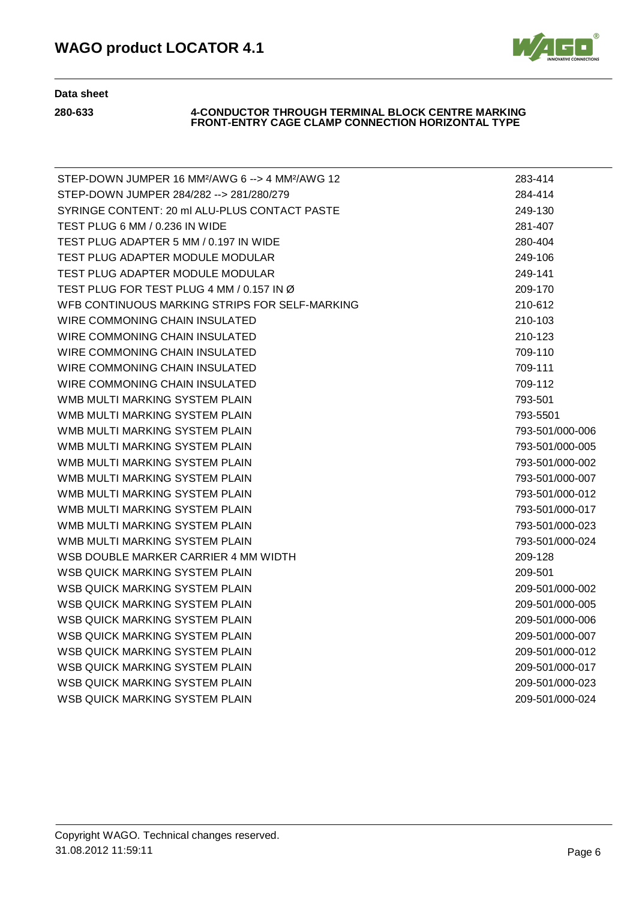**Data sheet**

**280-633** **4-CONDUCTOR THROUGH TERMINAL BLOCK CENTRE MARKING FRONT-ENTRY CAGE CLAMP CONNECTION HORIZONTAL TYPE**

| | |
|---|---|
| STEP-DOWN JUMPER 16 MM²/AWG 6 --> 4 MM²/AWG 12 | 283-414 |
| STEP-DOWN JUMPER 284/282 --> 281/280/279 | 284-414 |
| SYRINGE CONTENT: 20 ml ALU-PLUS CONTACT PASTE | 249-130 |
| TEST PLUG 6 MM / 0.236 IN WIDE | 281-407 |
| TEST PLUG ADAPTER 5 MM / 0.197 IN WIDE | 280-404 |
| TEST PLUG ADAPTER MODULE MODULAR | 249-106 |
| TEST PLUG ADAPTER MODULE MODULAR | 249-141 |
| TEST PLUG FOR TEST PLUG 4 MM / 0.157 IN Ø | 209-170 |
| WFB CONTINUOUS MARKING STRIPS FOR SELF-MARKING | 210-612 |
| WIRE COMMONING CHAIN INSULATED | 210-103 |
| WIRE COMMONING CHAIN INSULATED | 210-123 |
| WIRE COMMONING CHAIN INSULATED | 709-110 |
| WIRE COMMONING CHAIN INSULATED | 709-111 |
| WIRE COMMONING CHAIN INSULATED | 709-112 |
| WMB MULTI MARKING SYSTEM PLAIN | 793-501 |
| WMB MULTI MARKING SYSTEM PLAIN | 793-5501 |
| WMB MULTI MARKING SYSTEM PLAIN | 793-501/000-006 |
| WMB MULTI MARKING SYSTEM PLAIN | 793-501/000-005 |
| WMB MULTI MARKING SYSTEM PLAIN | 793-501/000-002 |
| WMB MULTI MARKING SYSTEM PLAIN | 793-501/000-007 |
| WMB MULTI MARKING SYSTEM PLAIN | 793-501/000-012 |
| WMB MULTI MARKING SYSTEM PLAIN | 793-501/000-017 |
| WMB MULTI MARKING SYSTEM PLAIN | 793-501/000-023 |
| WMB MULTI MARKING SYSTEM PLAIN | 793-501/000-024 |
| WSB DOUBLE MARKER CARRIER 4 MM WIDTH | 209-128 |
| WSB QUICK MARKING SYSTEM PLAIN | 209-501 |
| WSB QUICK MARKING SYSTEM PLAIN | 209-501/000-002 |
| WSB QUICK MARKING SYSTEM PLAIN | 209-501/000-005 |
| WSB QUICK MARKING SYSTEM PLAIN | 209-501/000-006 |
| WSB QUICK MARKING SYSTEM PLAIN | 209-501/000-007 |
| WSB QUICK MARKING SYSTEM PLAIN | 209-501/000-012 |
| WSB QUICK MARKING SYSTEM PLAIN | 209-501/000-017 |
| WSB QUICK MARKING SYSTEM PLAIN | 209-501/000-023 |
| WSB QUICK MARKING SYSTEM PLAIN | 209-501/000-024 |